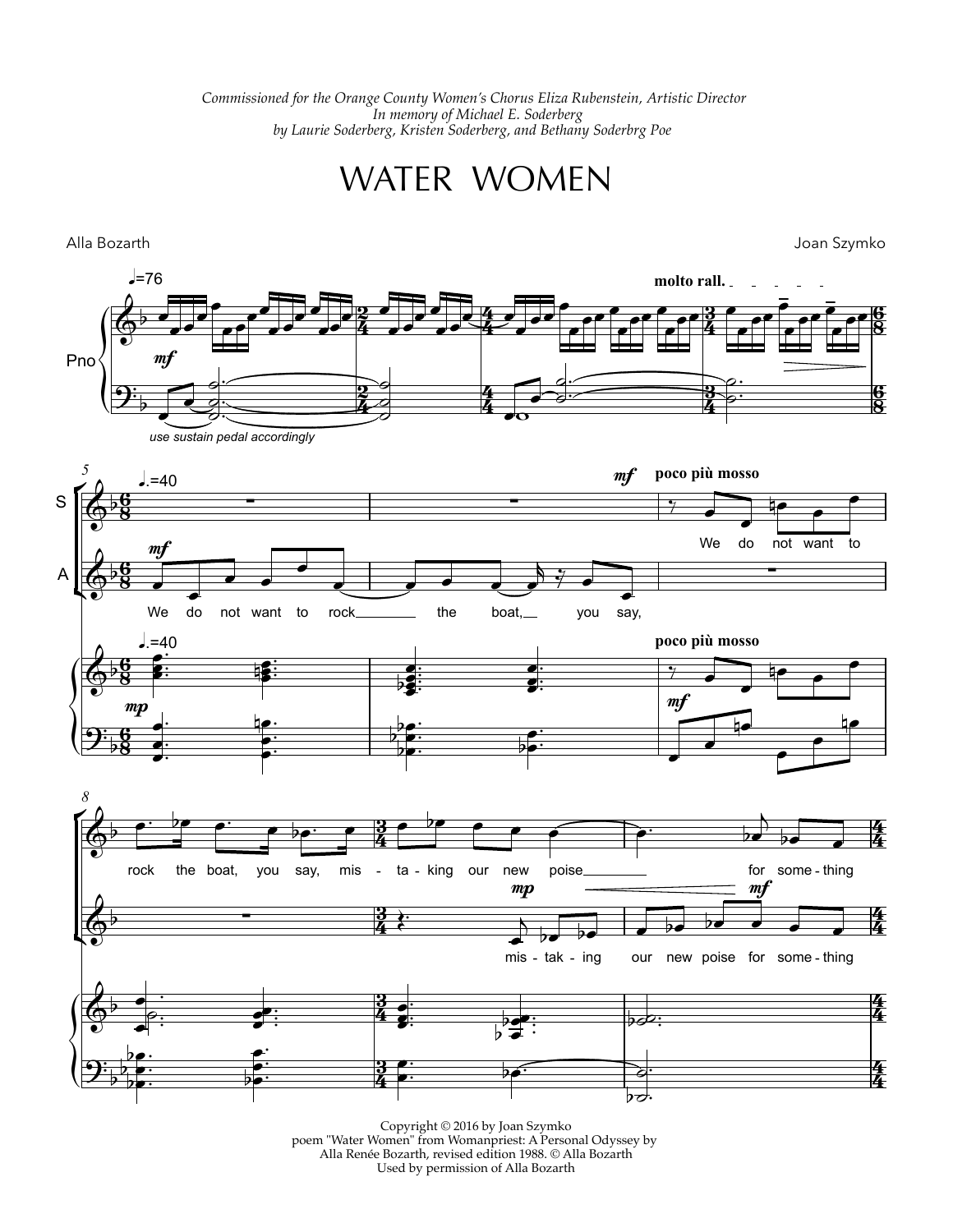*Commissioned for the Orange County Women's Chorus Eliza Rubenstein, Artistic Director*
*In memory of Michael E. Soderberg*
*by Laurie Soderberg, Kristen Soderberg, and Bethany Soderbrg Poe*

# WATER WOMEN

Alla Bozarth

Joan Szymko

Copyright © 2016 by Joan Szymko
poem "Water Women" from Womanpriest: A Personal Odyssey by
Alla Renée Bozarth, revised edition 1988. © Alla Bozarth
Used by permission of Alla Bozarth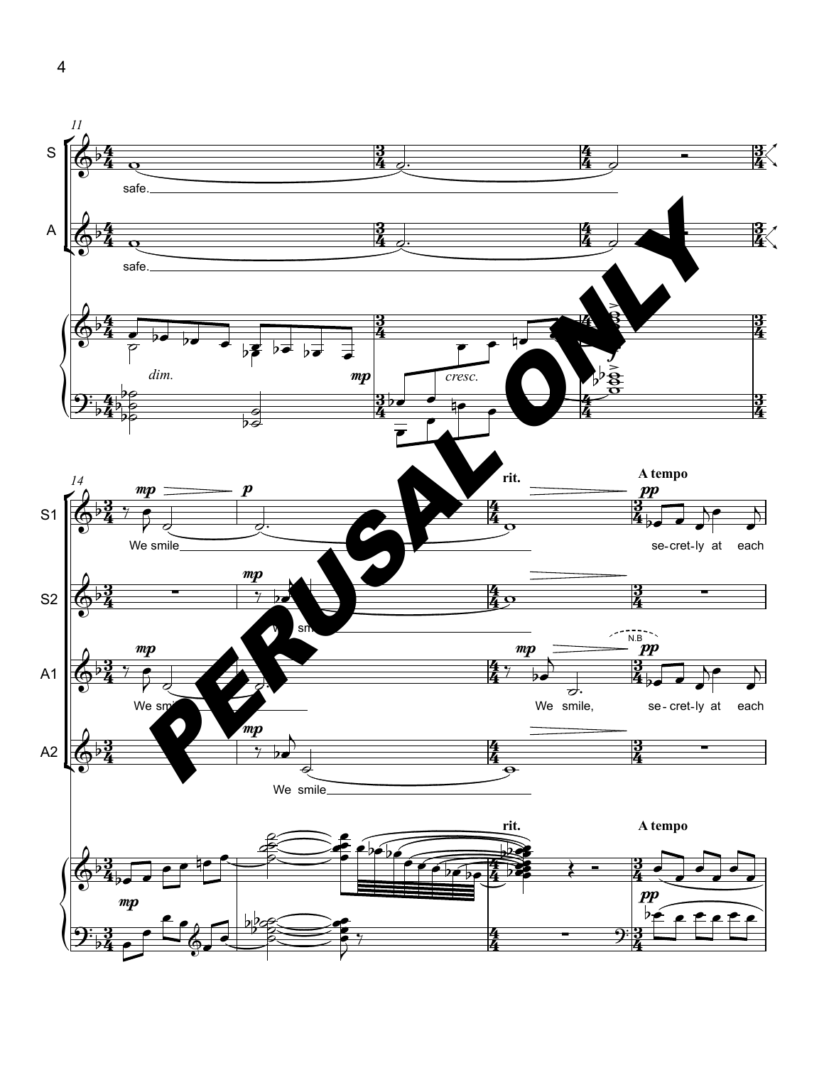11

S

safe.

A

safe.

*dim.* *mp* *cresc.*

14

**rit.** **A tempo**

S1 *mp* *p* *pp*

We smile se-cret-ly at each

S2 *mp*

We smile

A1 *mp* *mp* N.B *pp*

We smile We smile, se-cret-ly at each

A2 *mp*

We smile

*mp* **rit.** **A tempo** *pp*

PERUSAL ONLY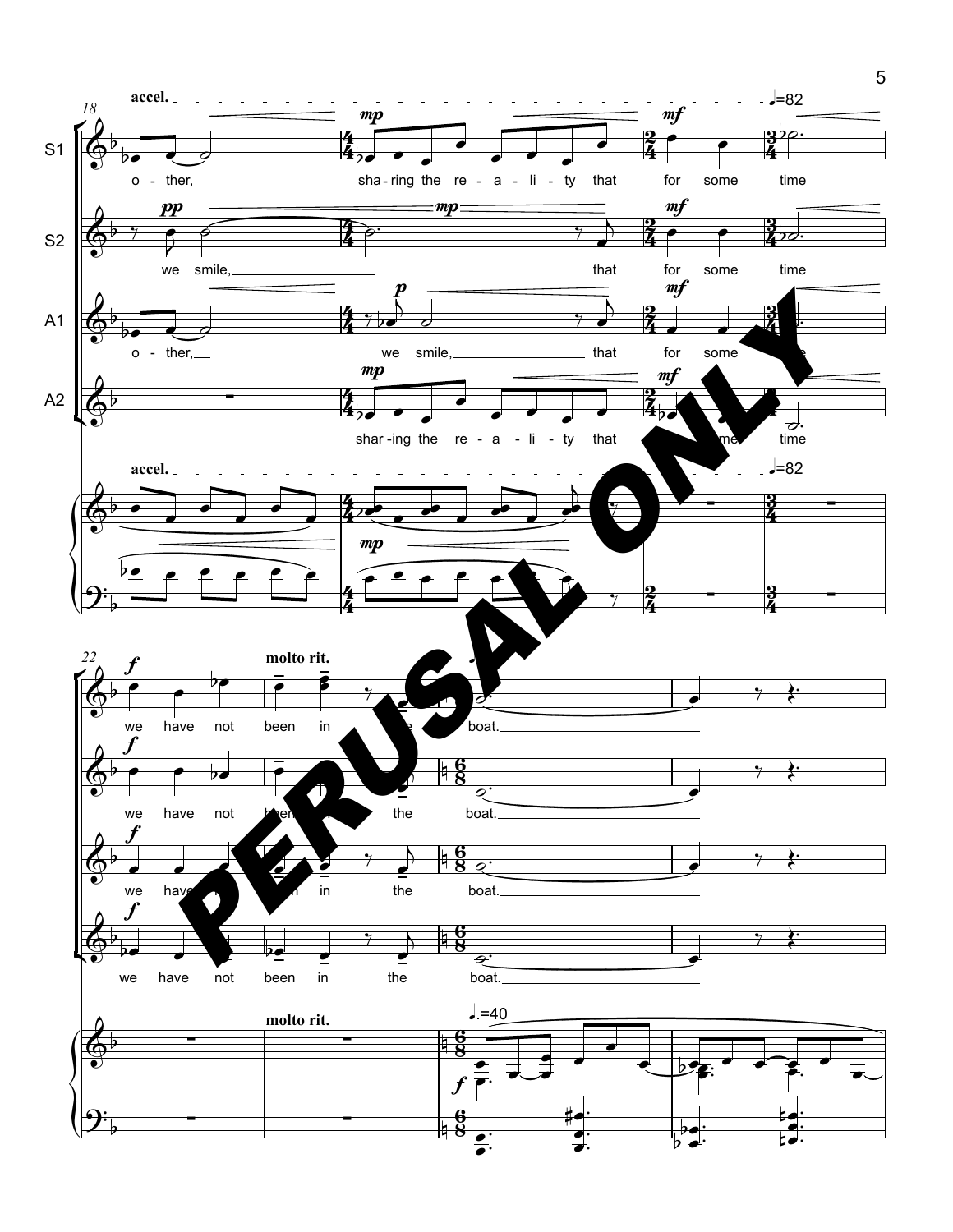accel. ♩.=82

S1: o - ther, sha-ring the re - a - li - ty that for some time

S2: we smile, that for some time

A1: o - ther, we smile, that for some time

A2: shar-ing the re - a - li - ty that for some time

accel. ♩.=82

22

molto rit.

S1: we have not been in the boat.

S2: we have not been in the boat.

A1: we have not been in the boat.

A2: we have not been in the boat.

molto rit. ♩.=40

PERUSAL ONLY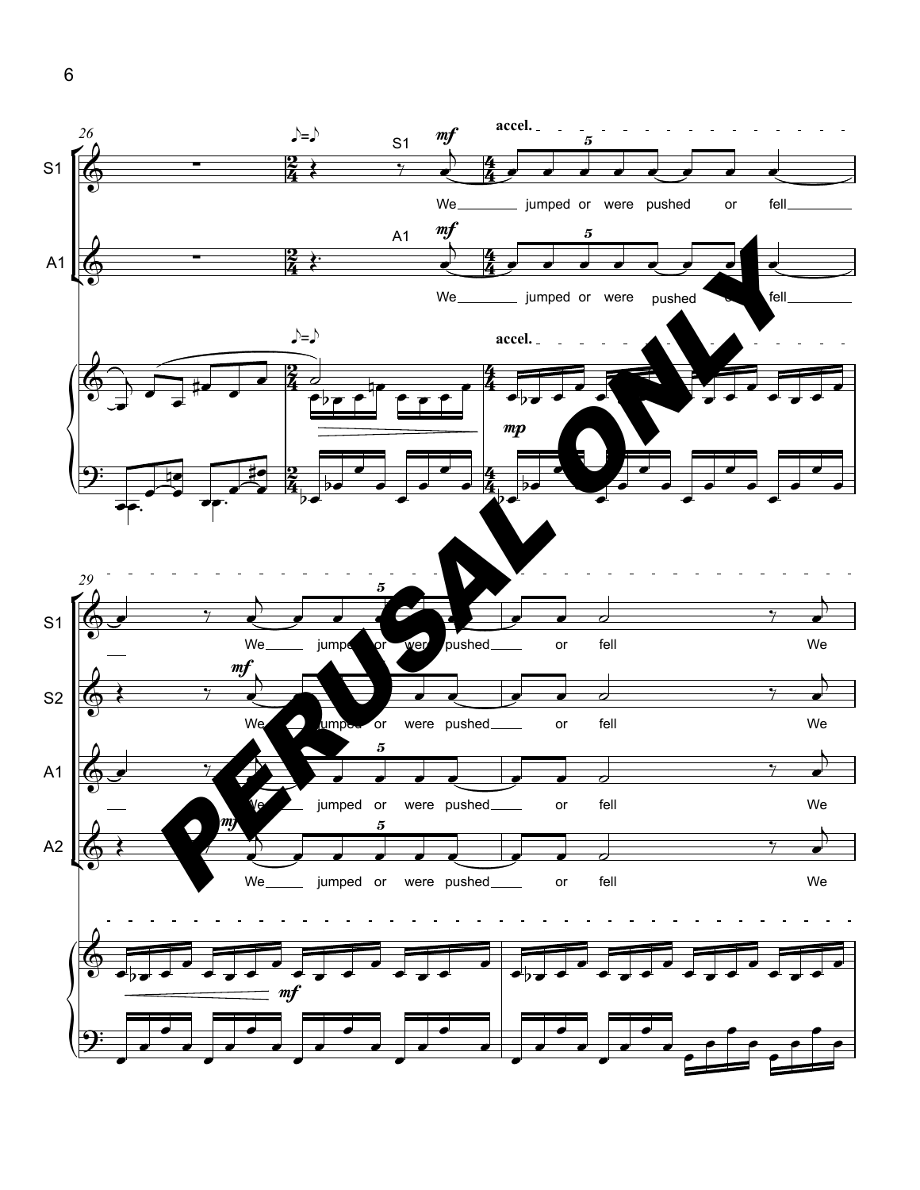S1 S2 A1 A2

accel.

We jumped or were pushed or fell

PERUSAL ONLY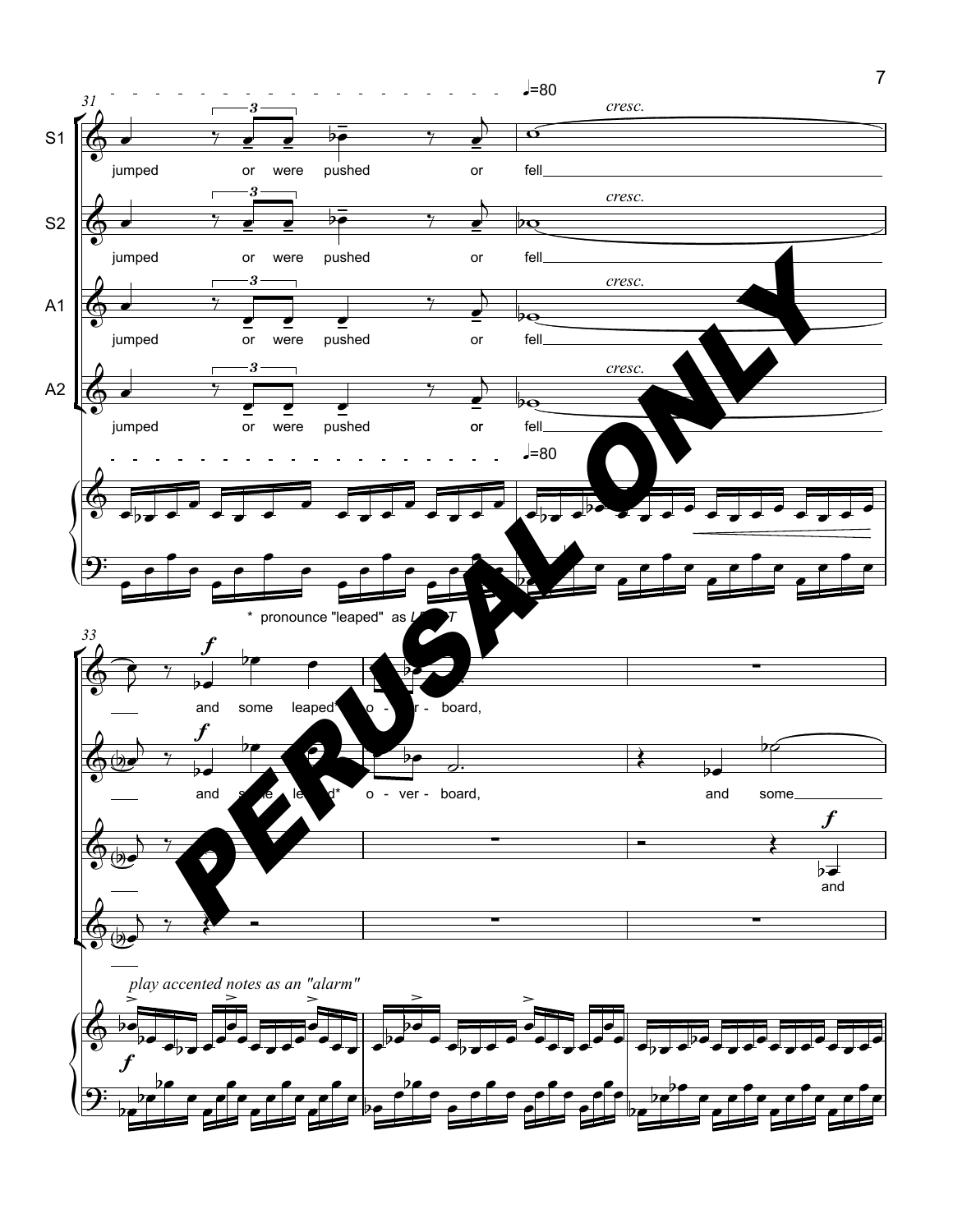\* pronounce "leaped" as *LEPT*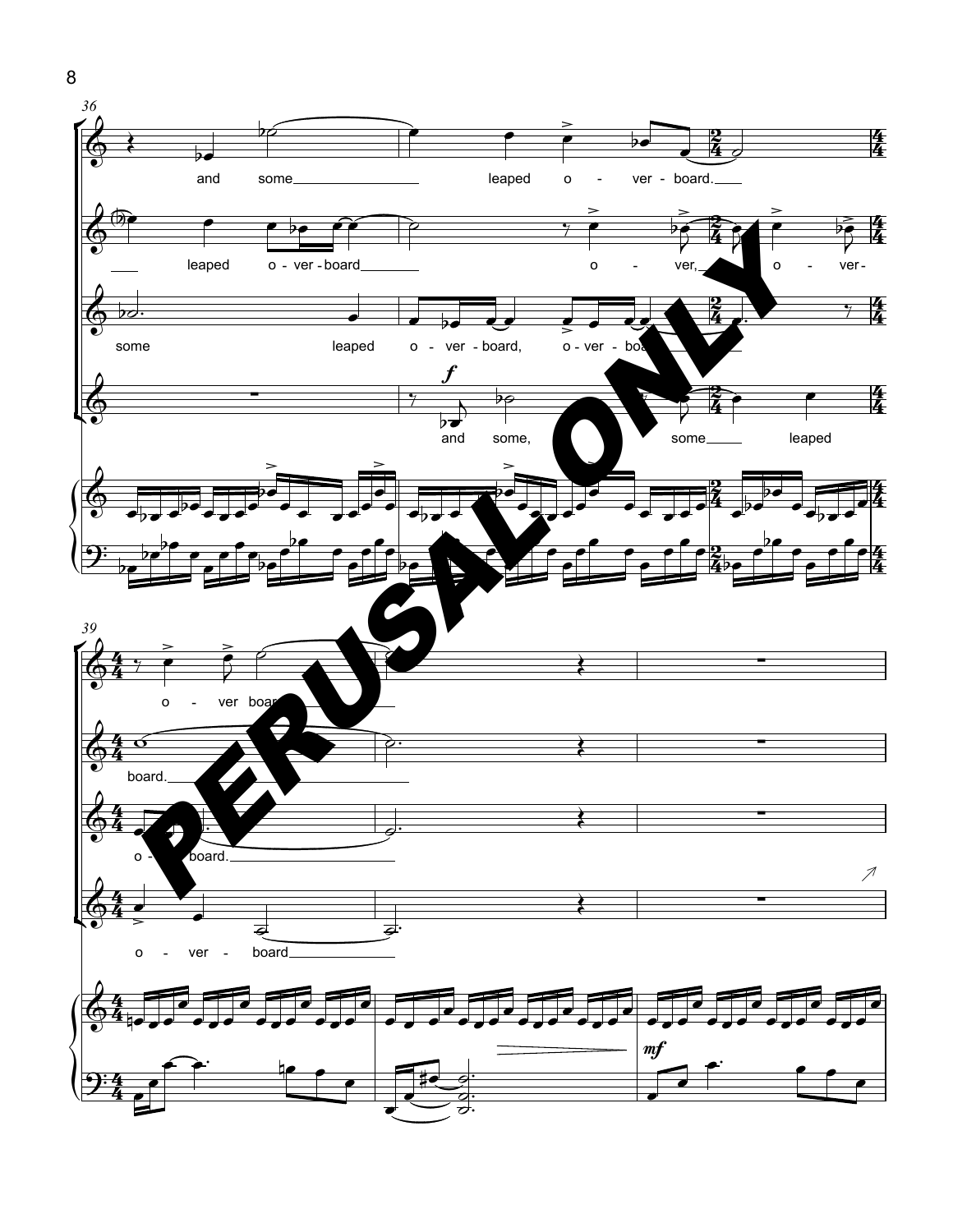36

and some leaped o - ver - board.

leaped o - ver - board o - ver, o - ver-

some leaped o - ver - board, o - ver - board

*f*

and some, some leaped

PERUSAL ONLY

39

o - ver board

board.

o - board.

o - ver - board

*mf*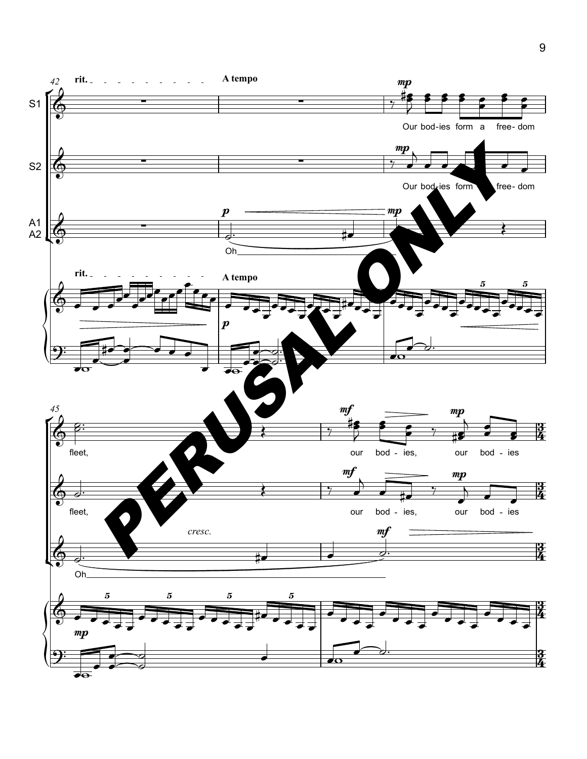rit. A tempo

S1: Our bod-ies form a free-dom fleet, our bod-ies, our bod-ies

S2: Our bod-ies form a free-dom fleet, our bod-ies, our bod-ies

A1 A2: Oh Oh

*cresc.*

PERUSAL ONLY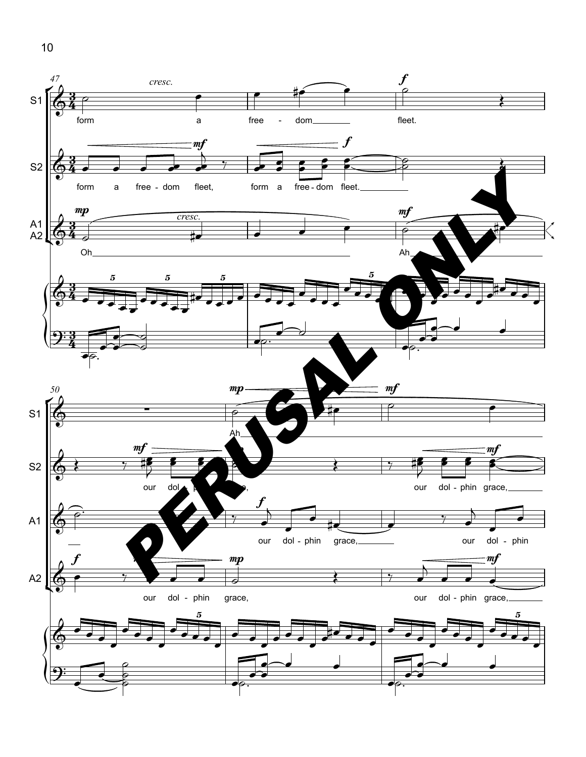S1: form a free - dom fleet.

S2: form a free - dom fleet, form a free - dom fleet.

A1 A2: Oh Ah

S1: Ah

S2: our dol - phin grace, our dol - phin grace,

A1: our dol - phin grace, our dol - phin

A2: our dol - phin grace, our dol - phin grace,

PERUSAL ONLY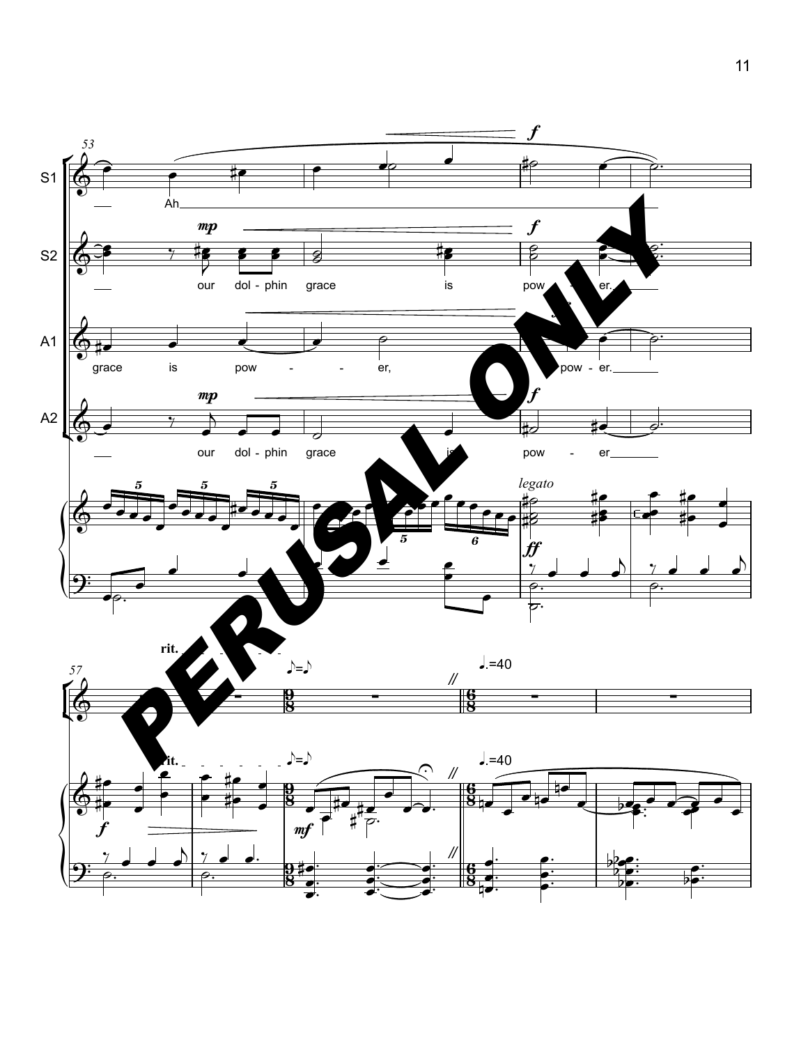S1

S2

A1

A2

Ah

our dol - phin grace is pow - er.

grace is pow - - er, pow - er.

our dol - phin grace is pow - er

legato

rit.

♪=♪

♩.=40

PERUSAL ONLY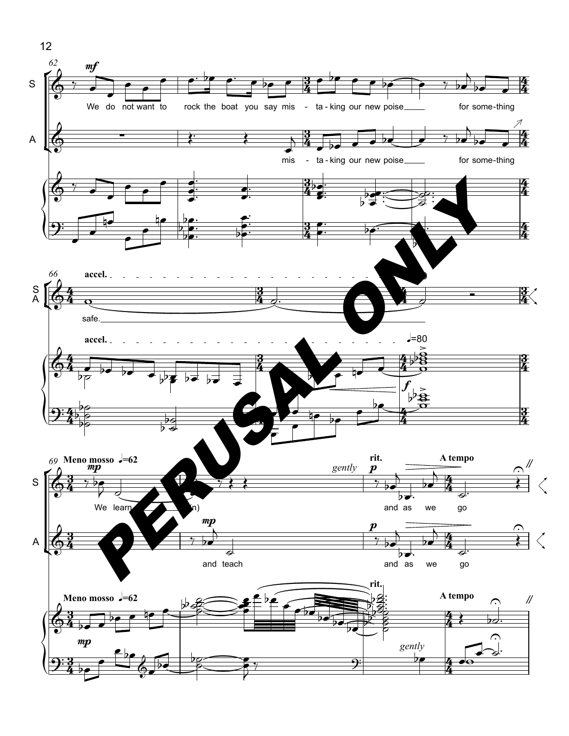62

S

We do not want to rock the boat you say mis - ta - king our new poise ___ for some - thing

A

mis - ta - king our new poise ___ for some - thing

66

accel.

S
A

safe. ___

accel.

♩=80

69 Meno mosso ♩=62

S

We learn (n)

gently

rit.

A tempo

and as we go

A

and teach

and as we go

Meno mosso ♩=62

rit.

gently

A tempo

PERUSAL ONLY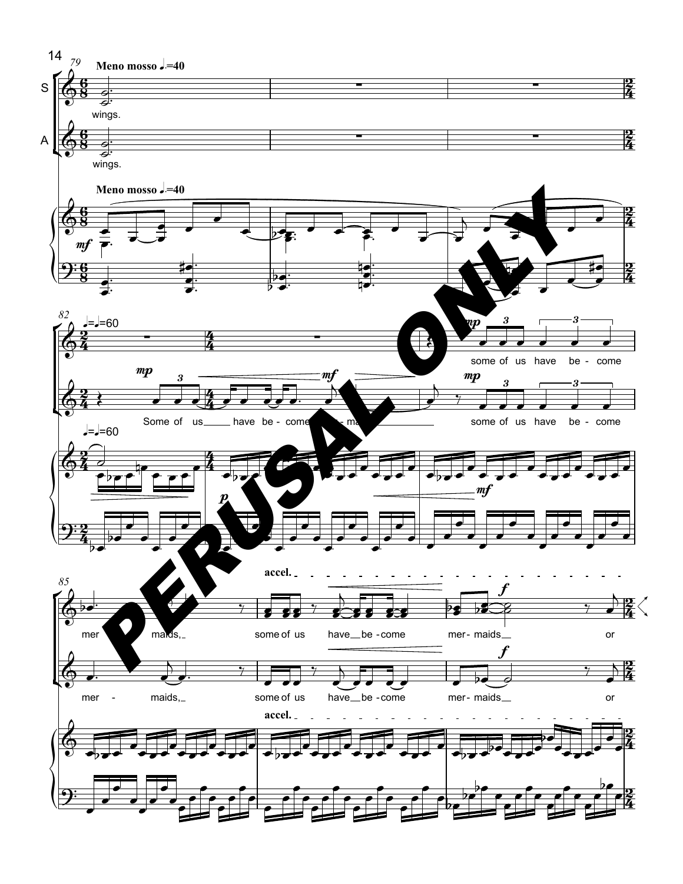**Meno mosso** ♩.=40

S

A

wings.

wings.

**Meno mosso** ♩.=40

♩.=♩=60

Some of us have be - come mer - maids

some of us have be - come

**accel.**

mer - maids, some of us have be - come mer - maids or

mer - maids, some of us have be - come mer - maids or

**accel.**

PERUSAL ONLY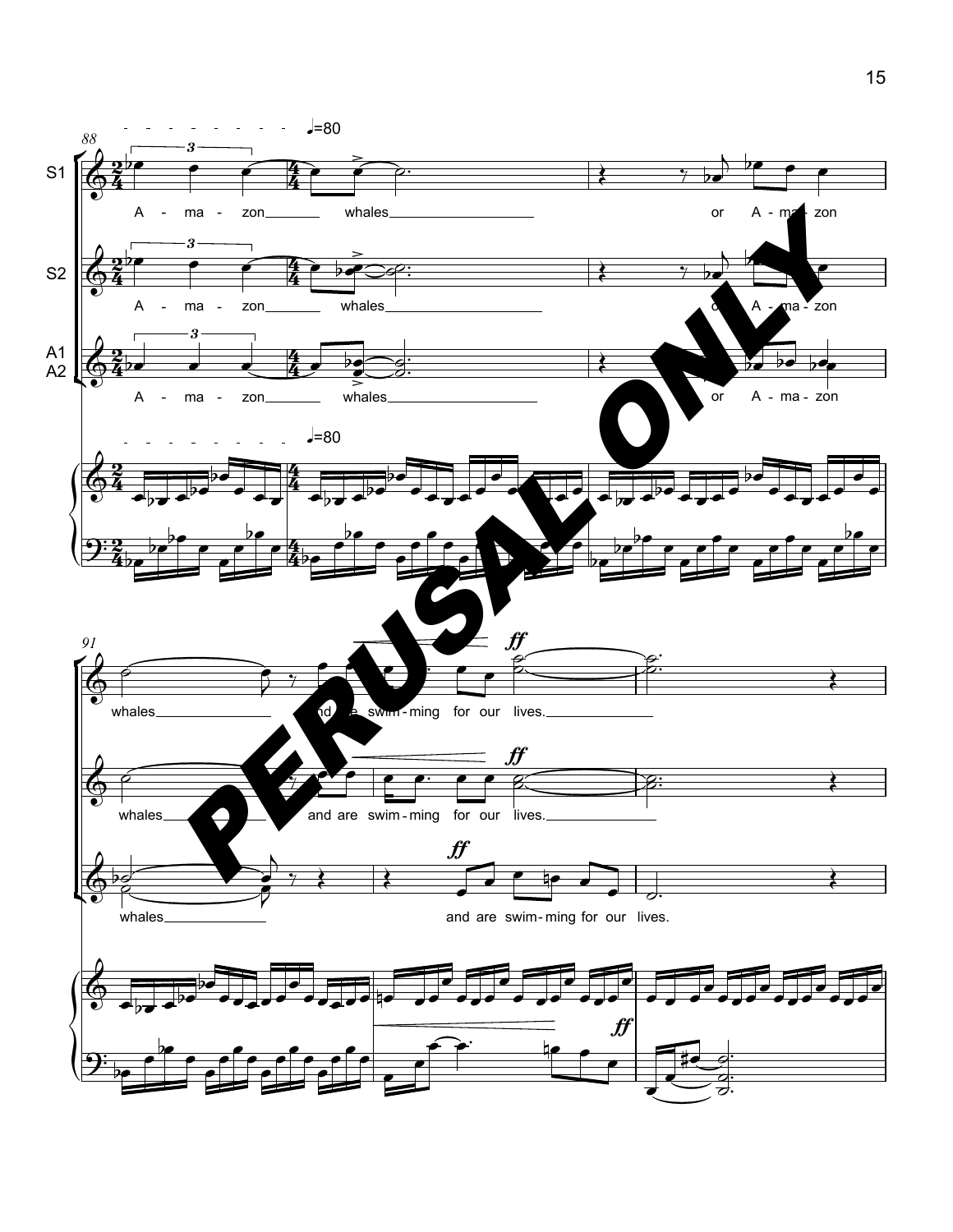S1

S2

A1
A2

♩=80

A - ma - zon whales or A - ma - zon

A - ma - zon whales or A - ma - zon

A - ma - zon whales or A - ma - zon

♩=80

whales and are swim - ming for our lives.

whales and are swim - ming for our lives.

whales and are swim - ming for our lives.

**PERUSAL ONLY**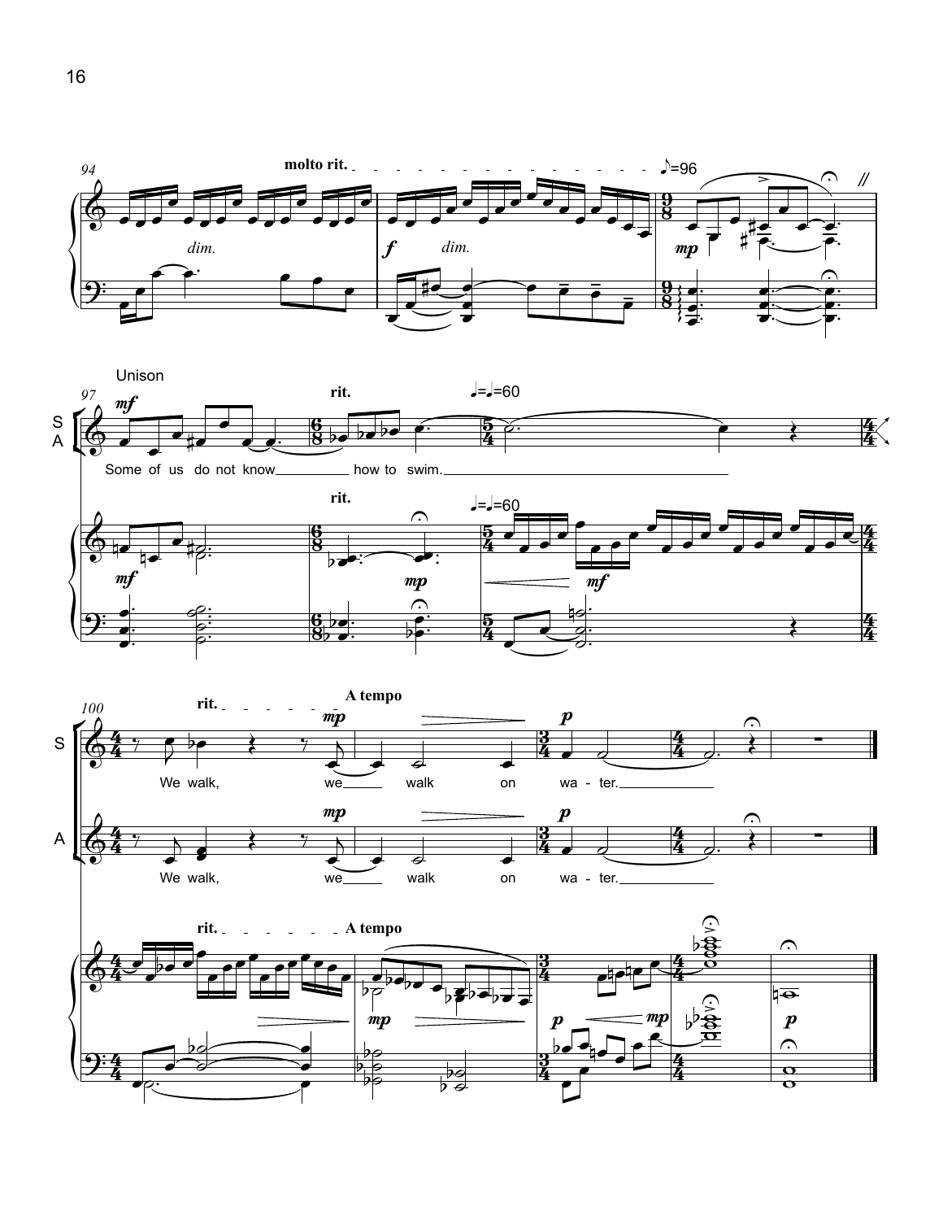Unison

Some of us do not know how to swim.

We walk, we walk on wa - ter.

We walk, we walk on wa - ter.